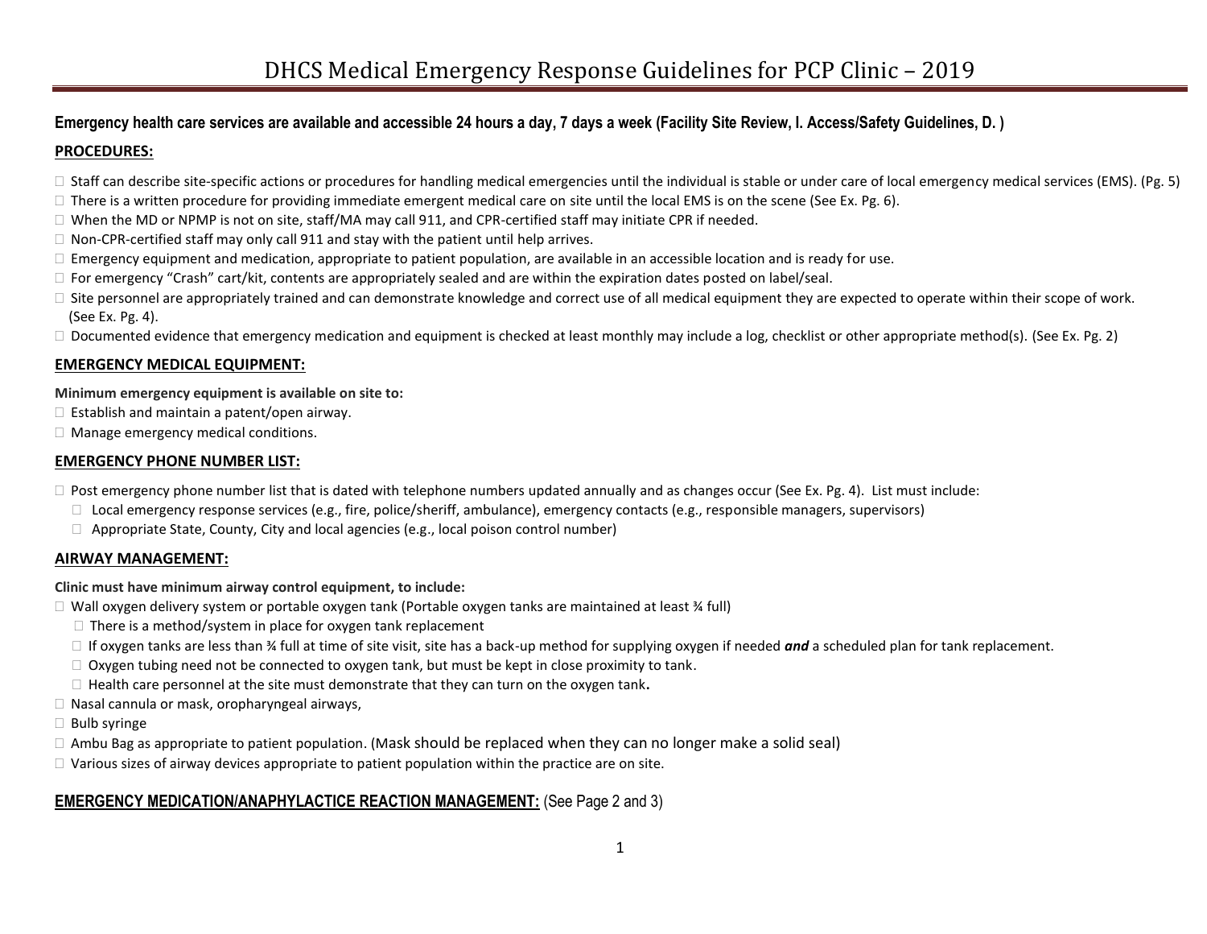# DHCS Medical Emergency Response Guidelines for PCP Clinic – 2019

**Emergency health care services are available and accessible 24 hours a day, 7 days a week (Facility Site Review, I. Access/Safety Guidelines, D. )**

## PROCEDURES:

- Staff can describe site-specific actions or procedures for handling medical emergencies until the individual is stable or under care of local emergency medical services (EMS). (Pg. 5)
- There is a written procedure for providing immediate emergent medical care on site until the local EMS is on the scene (See Ex. Pg. 6).
- When the MD or NPMP is not on site, staff/MA may call 911, and CPR-certified staff may initiate CPR if needed.
- Non-CPR-certified staff may only call 911 and stay with the patient until help arrives.
- Emergency equipment and medication, appropriate to patient population, are available in an accessible location and is ready for use.
- For emergency "Crash" cart/kit, contents are appropriately sealed and are within the expiration dates posted on label/seal.
- Site personnel are appropriately trained and can demonstrate knowledge and correct use of all medical equipment they are expected to operate within their scope of work. (See Ex. Pg. 4).
- Documented evidence that emergency medication and equipment is checked at least monthly may include a log, checklist or other appropriate method(s). (See Ex. Pg. 2)

## EMERGENCY MEDICAL EQUIPMENT:

**Minimum emergency equipment is available on site to:**

- Establish and maintain a patent/open airway.
- Manage emergency medical conditions.

## EMERGENCY PHONE NUMBER LIST:

- Post emergency phone number list that is dated with telephone numbers updated annually and as changes occur (See Ex. Pg. 4). List must include:
  - Local emergency response services (e.g., fire, police/sheriff, ambulance), emergency contacts (e.g., responsible managers, supervisors)
  - Appropriate State, County, City and local agencies (e.g., local poison control number)

## AIRWAY MANAGEMENT:

**Clinic must have minimum airway control equipment, to include:**

- Wall oxygen delivery system or portable oxygen tank (Portable oxygen tanks are maintained at least ¾ full)
  - There is a method/system in place for oxygen tank replacement
  - If oxygen tanks are less than ¾ full at time of site visit, site has a back-up method for supplying oxygen if needed ***and*** a scheduled plan for tank replacement.
  - Oxygen tubing need not be connected to oxygen tank, but must be kept in close proximity to tank.
  - Health care personnel at the site must demonstrate that they can turn on the oxygen tank**.**
- Nasal cannula or mask, oropharyngeal airways,
- Bulb syringe
- Ambu Bag as appropriate to patient population. (Mask should be replaced when they can no longer make a solid seal)
- Various sizes of airway devices appropriate to patient population within the practice are on site.

## EMERGENCY MEDICATION/ANAPHYLACTICE REACTION MANAGEMENT: (See Page 2 and 3)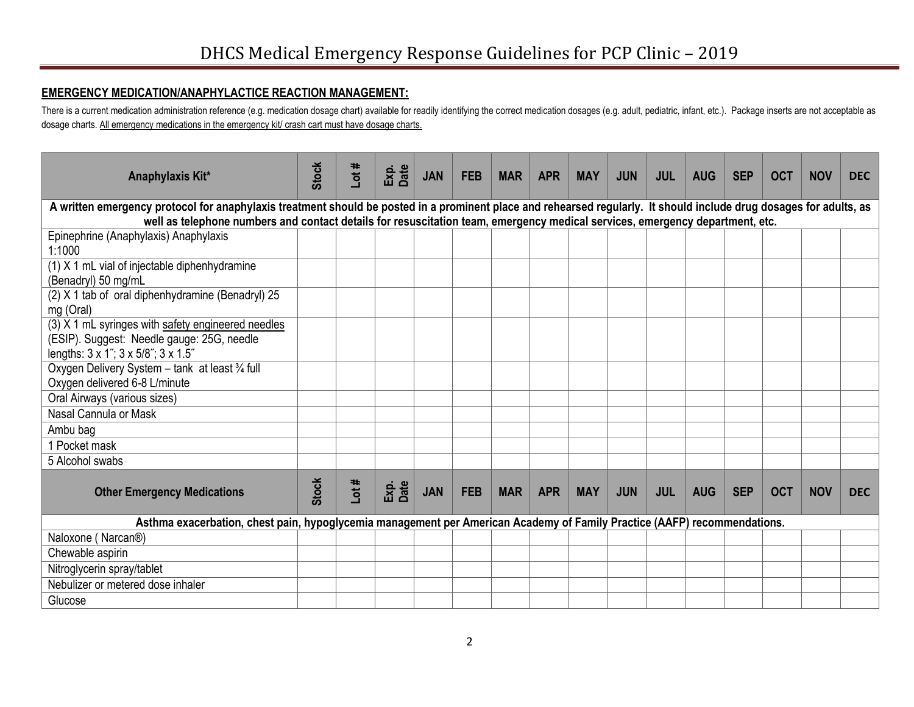**EMERGENCY MEDICATION/ANAPHYLACTICE REACTION MANAGEMENT:**

There is a current medication administration reference (e.g. medication dosage chart) available for readily identifying the correct medication dosages (e.g. adult, pediatric, infant, etc.). Package inserts are not acceptable as dosage charts. All emergency medications in the emergency kit/ crash cart must have dosage charts.

| Anaphylaxis Kit* | Stock | Lot # | Exp. Date | JAN | FEB | MAR | APR | MAY | JUN | JUL | AUG | SEP | OCT | NOV | DEC |
|---|---|---|---|---|---|---|---|---|---|---|---|---|---|---|---|
| **A written emergency protocol for anaphylaxis treatment should be posted in a prominent place and rehearsed regularly. It should include drug dosages for adults, as well as telephone numbers and contact details for resuscitation team, emergency medical services, emergency department, etc.** | | | | | | | | | | | | | | | |
| Epinephrine (Anaphylaxis) Anaphylaxis 1:1000 | | | | | | | | | | | | | | | |
| (1) X 1 mL vial of injectable diphenhydramine (Benadryl) 50 mg/mL | | | | | | | | | | | | | | | |
| (2) X 1 tab of oral diphenhydramine (Benadryl) 25 mg (Oral) | | | | | | | | | | | | | | | |
| (3) X 1 mL syringes with safety engineered needles (ESIP). Suggest: Needle gauge: 25G, needle lengths: 3 x 1″; 3 x 5/8″; 3 x 1.5″ | | | | | | | | | | | | | | | |
| Oxygen Delivery System – tank at least ¾ full Oxygen delivered 6-8 L/minute | | | | | | | | | | | | | | | |
| Oral Airways (various sizes) | | | | | | | | | | | | | | | |
| Nasal Cannula or Mask | | | | | | | | | | | | | | | |
| Ambu bag | | | | | | | | | | | | | | | |
| 1 Pocket mask | | | | | | | | | | | | | | | |
| 5 Alcohol swabs | | | | | | | | | | | | | | | |
| **Other Emergency Medications** | **Stock** | **Lot #** | **Exp. Date** | **JAN** | **FEB** | **MAR** | **APR** | **MAY** | **JUN** | **JUL** | **AUG** | **SEP** | **OCT** | **NOV** | **DEC** |
| **Asthma exacerbation, chest pain, hypoglycemia management per American Academy of Family Practice (AAFP) recommendations.** | | | | | | | | | | | | | | | |
| Naloxone ( Narcan®) | | | | | | | | | | | | | | | |
| Chewable aspirin | | | | | | | | | | | | | | | |
| Nitroglycerin spray/tablet | | | | | | | | | | | | | | | |
| Nebulizer or metered dose inhaler | | | | | | | | | | | | | | | |
| Glucose | | | | | | | | | | | | | | | |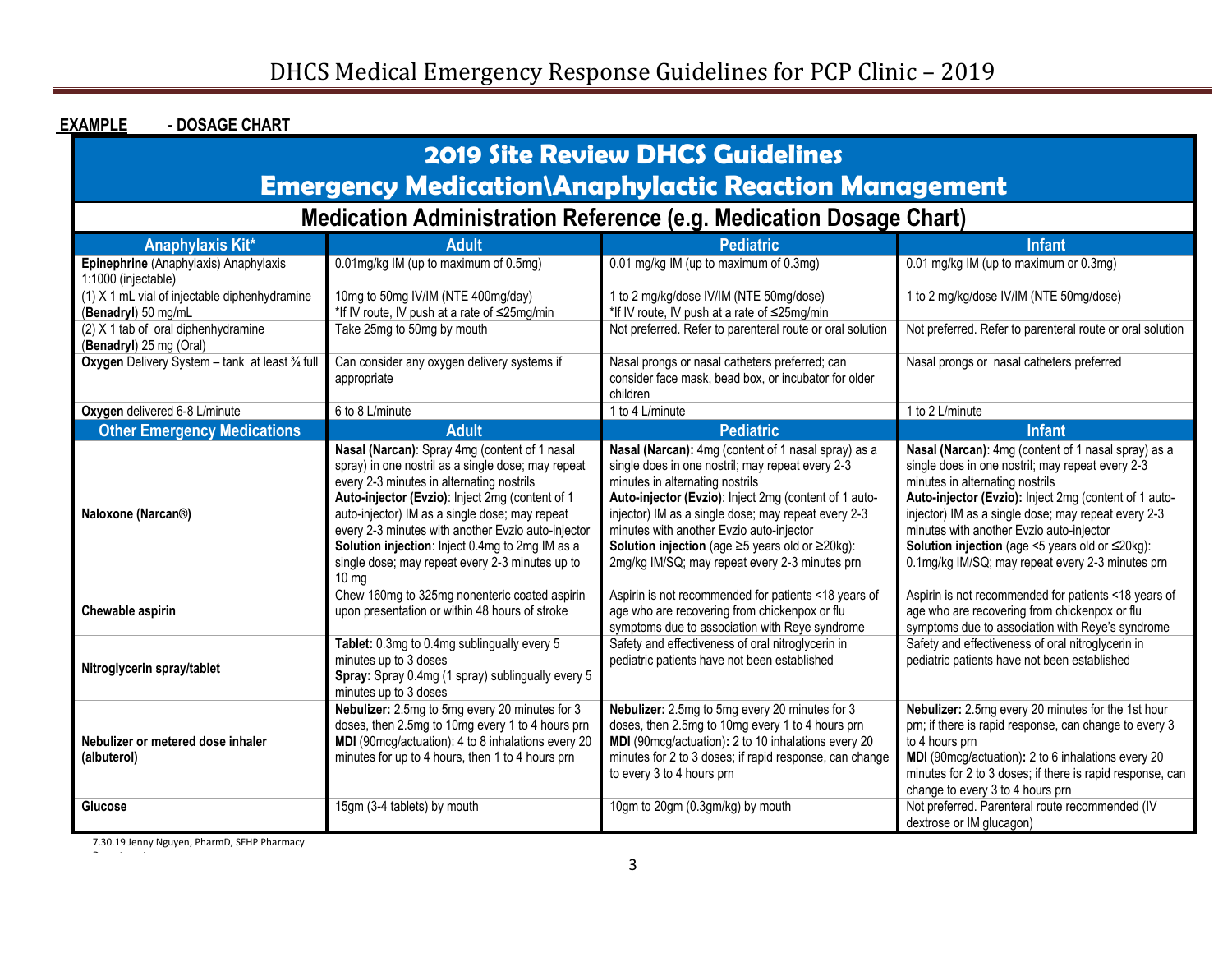**EXAMPLE - DOSAGE CHART**

## 2019 Site Review DHCS Guidelines
## Emergency Medication\Anaphylactic Reaction Management

### Medication Administration Reference (e.g. Medication Dosage Chart)

| Anaphylaxis Kit* | Adult | Pediatric | Infant |
|---|---|---|---|
| **Epinephrine** (Anaphylaxis) Anaphylaxis 1:1000 (injectable) | 0.01mg/kg IM (up to maximum of 0.5mg) | 0.01 mg/kg IM (up to maximum of 0.3mg) | 0.01 mg/kg IM (up to maximum or 0.3mg) |
| (1) X 1 mL vial of injectable diphenhydramine (**Benadryl**) 50 mg/mL | 10mg to 50mg IV/IM (NTE 400mg/day)<br>*If IV route, IV push at a rate of ≤25mg/min | 1 to 2 mg/kg/dose IV/IM (NTE 50mg/dose)<br>*If IV route, IV push at a rate of ≤25mg/min | 1 to 2 mg/kg/dose IV/IM (NTE 50mg/dose) |
| (2) X 1 tab of oral diphenhydramine (**Benadryl**) 25 mg (Oral) | Take 25mg to 50mg by mouth | Not preferred. Refer to parenteral route or oral solution | Not preferred. Refer to parenteral route or oral solution |
| **Oxygen** Delivery System – tank at least ¾ full | Can consider any oxygen delivery systems if appropriate | Nasal prongs or nasal catheters preferred; can consider face mask, bead box, or incubator for older children | Nasal prongs or nasal catheters preferred |
| **Oxygen** delivered 6-8 L/minute | 6 to 8 L/minute | 1 to 4 L/minute | 1 to 2 L/minute |
| **Other Emergency Medications** | **Adult** | **Pediatric** | **Infant** |
| **Naloxone (Narcan®)** | **Nasal (Narcan)**: Spray 4mg (content of 1 nasal spray) in one nostril as a single dose; may repeat every 2-3 minutes in alternating nostrils<br>**Auto-injector (Evzio)**: Inject 2mg (content of 1 auto-injector) IM as a single dose; may repeat every 2-3 minutes with another Evzio auto-injector<br>**Solution injection**: Inject 0.4mg to 2mg IM as a single dose; may repeat every 2-3 minutes up to 10 mg | **Nasal (Narcan):** 4mg (content of 1 nasal spray) as a single does in one nostril; may repeat every 2-3 minutes in alternating nostrils<br>**Auto-injector (Evzio)**: Inject 2mg (content of 1 auto-injector) IM as a single dose; may repeat every 2-3 minutes with another Evzio auto-injector<br>**Solution injection** (age ≥5 years old or ≥20kg): 2mg/kg IM/SQ; may repeat every 2-3 minutes prn | **Nasal (Narcan)**: 4mg (content of 1 nasal spray) as a single does in one nostril; may repeat every 2-3 minutes in alternating nostrils<br>**Auto-injector (Evzio):** Inject 2mg (content of 1 auto-injector) IM as a single dose; may repeat every 2-3 minutes with another Evzio auto-injector<br>**Solution injection** (age <5 years old or ≤20kg): 0.1mg/kg IM/SQ; may repeat every 2-3 minutes prn |
| **Chewable aspirin** | Chew 160mg to 325mg nonenteric coated aspirin upon presentation or within 48 hours of stroke | Aspirin is not recommended for patients <18 years of age who are recovering from chickenpox or flu symptoms due to association with Reye syndrome | Aspirin is not recommended for patients <18 years of age who are recovering from chickenpox or flu symptoms due to association with Reye's syndrome |
| **Nitroglycerin spray/tablet** | **Tablet:** 0.3mg to 0.4mg sublingually every 5 minutes up to 3 doses<br>**Spray:** Spray 0.4mg (1 spray) sublingually every 5 minutes up to 3 doses | Safety and effectiveness of oral nitroglycerin in pediatric patients have not been established | Safety and effectiveness of oral nitroglycerin in pediatric patients have not been established |
| **Nebulizer or metered dose inhaler (albuterol)** | **Nebulizer:** 2.5mg to 5mg every 20 minutes for 3 doses, then 2.5mg to 10mg every 1 to 4 hours prn<br>**MDI** (90mcg/actuation): 4 to 8 inhalations every 20 minutes for up to 4 hours, then 1 to 4 hours prn | **Nebulizer:** 2.5mg to 5mg every 20 minutes for 3 doses, then 2.5mg to 10mg every 1 to 4 hours prn<br>**MDI** (90mcg/actuation)**:** 2 to 10 inhalations every 20 minutes for 2 to 3 doses; if rapid response, can change to every 3 to 4 hours prn | **Nebulizer:** 2.5mg every 20 minutes for the 1st hour prn; if there is rapid response, can change to every 3 to 4 hours prn<br>**MDI** (90mcg/actuation)**:** 2 to 6 inhalations every 20 minutes for 2 to 3 doses; if there is rapid response, can change to every 3 to 4 hours prn |
| **Glucose** | 15gm (3-4 tablets) by mouth | 10gm to 20gm (0.3gm/kg) by mouth | Not preferred. Parenteral route recommended (IV dextrose or IM glucagon) |

7.30.19 Jenny Nguyen, PharmD, SFHP Pharmacy Department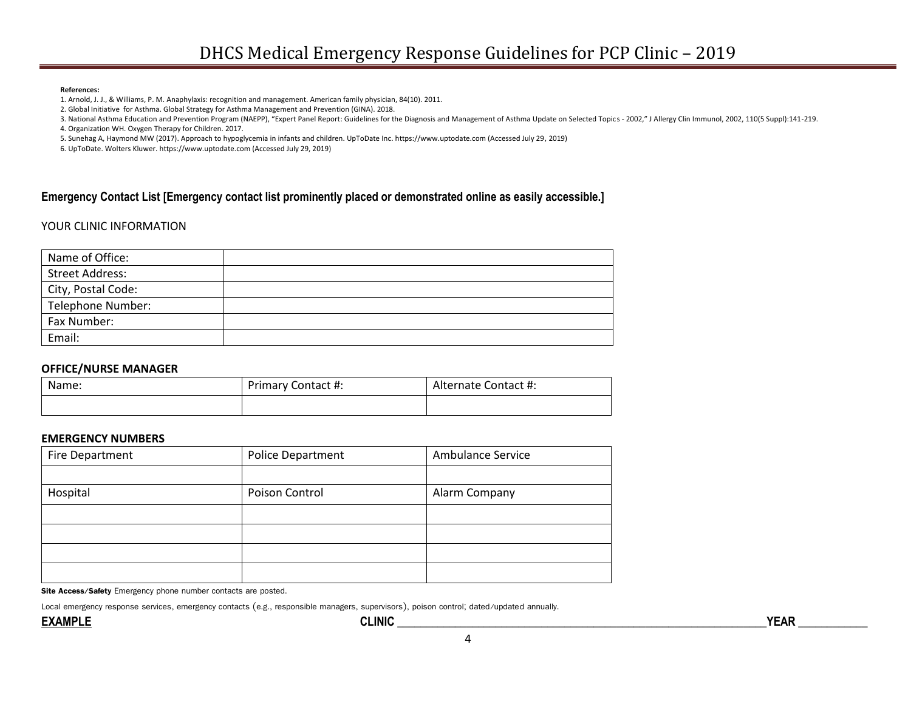**References:**

1. Arnold, J. J., & Williams, P. M. Anaphylaxis: recognition and management. American family physician, 84(10). 2011.
2. Global Initiative for Asthma. Global Strategy for Asthma Management and Prevention (GINA). 2018.
3. National Asthma Education and Prevention Program (NAEPP), "Expert Panel Report: Guidelines for the Diagnosis and Management of Asthma Update on Selected Topics - 2002," J Allergy Clin Immunol, 2002, 110(5 Suppl):141-219.
4. Organization WH. Oxygen Therapy for Children. 2017.
5. Sunehag A, Haymond MW (2017). Approach to hypoglycemia in infants and children. UpToDate Inc. https://www.uptodate.com (Accessed July 29, 2019)
6. UpToDate. Wolters Kluwer. https://www.uptodate.com (Accessed July 29, 2019)

### Emergency Contact List [Emergency contact list prominently placed or demonstrated online as easily accessible.]

YOUR CLINIC INFORMATION

| | |
|---|---|
| Name of Office: | |
| Street Address: | |
| City, Postal Code: | |
| Telephone Number: | |
| Fax Number: | |
| Email: | |

**OFFICE/NURSE MANAGER**

| Name: | Primary Contact #: | Alternate Contact #: |
|---|---|---|
| | | |

**EMERGENCY NUMBERS**

| Fire Department | Police Department | Ambulance Service |
|---|---|---|
| | | |
| Hospital | Poison Control | Alarm Company |
| | | |
| | | |
| | | |
| | | |

**Site Access/Safety** Emergency phone number contacts are posted.

Local emergency response services, emergency contacts (e.g., responsible managers, supervisors), poison control; dated/updated annually.

**EXAMPLE** **CLINIC** ____________________ **YEAR** __________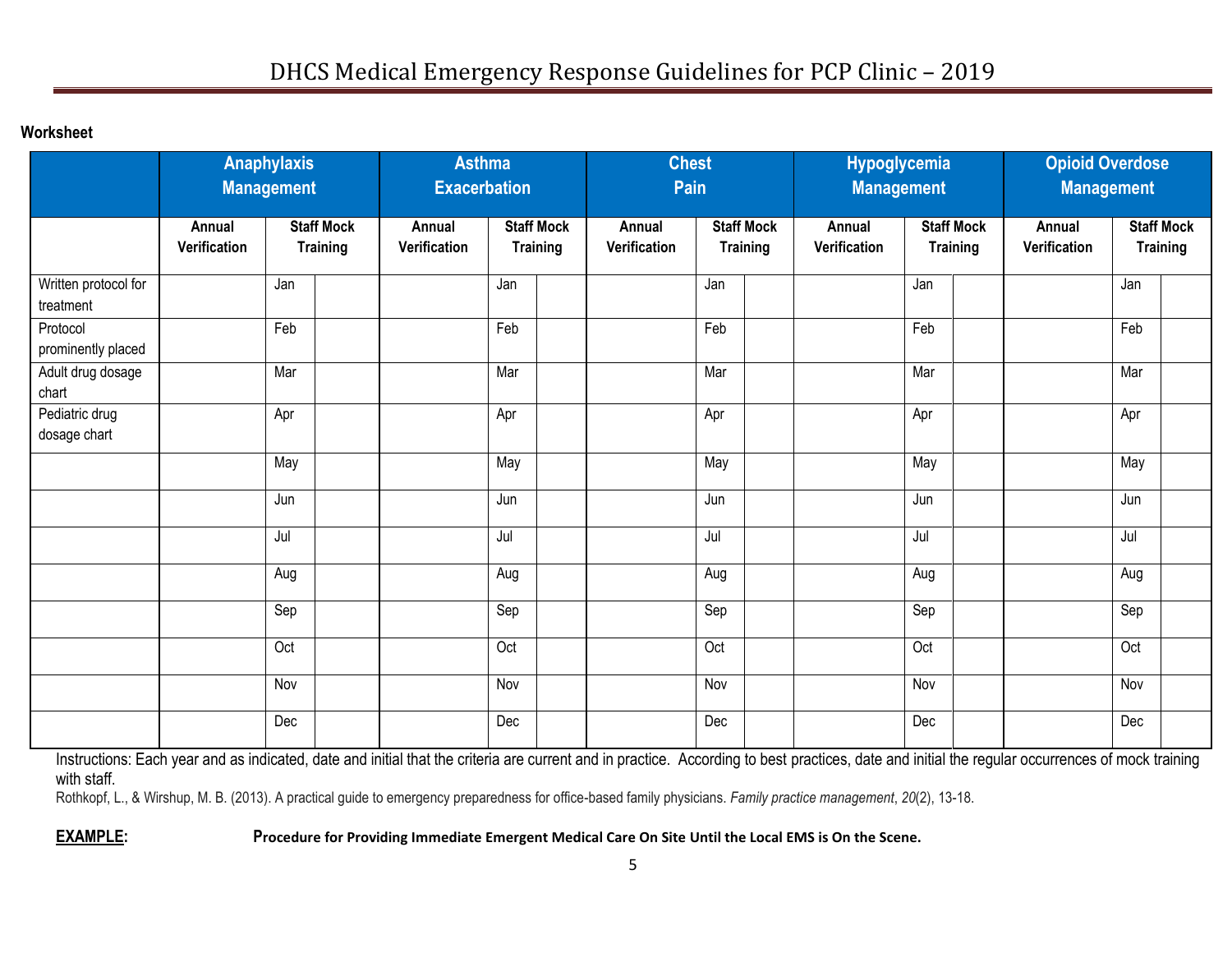**Worksheet**

| | Anaphylaxis Management | | | Asthma Exacerbation | | | Chest Pain | | | Hypoglycemia Management | | | Opioid Overdose Management | | |
|---|---|---|---|---|---|---|---|---|---|---|---|---|---|---|---|
| | Annual Verification | Staff Mock Training | | Annual Verification | Staff Mock Training | | Annual Verification | Staff Mock Training | | Annual Verification | Staff Mock Training | | Annual Verification | Staff Mock Training | |
| Written protocol for treatment | | Jan | | | Jan | | | Jan | | | Jan | | | Jan | |
| Protocol prominently placed | | Feb | | | Feb | | | Feb | | | Feb | | | Feb | |
| Adult drug dosage chart | | Mar | | | Mar | | | Mar | | | Mar | | | Mar | |
| Pediatric drug dosage chart | | Apr | | | Apr | | | Apr | | | Apr | | | Apr | |
| | | May | | | May | | | May | | | May | | | May | |
| | | Jun | | | Jun | | | Jun | | | Jun | | | Jun | |
| | | Jul | | | Jul | | | Jul | | | Jul | | | Jul | |
| | | Aug | | | Aug | | | Aug | | | Aug | | | Aug | |
| | | Sep | | | Sep | | | Sep | | | Sep | | | Sep | |
| | | Oct | | | Oct | | | Oct | | | Oct | | | Oct | |
| | | Nov | | | Nov | | | Nov | | | Nov | | | Nov | |
| | | Dec | | | Dec | | | Dec | | | Dec | | | Dec | |

Instructions: Each year and as indicated, date and initial that the criteria are current and in practice. According to best practices, date and initial the regular occurrences of mock training with staff.

Rothkopf, L., & Wirshup, M. B. (2013). A practical guide to emergency preparedness for office-based family physicians. *Family practice management*, *20*(2), 13-18.

**EXAMPLE:** **Procedure for Providing Immediate Emergent Medical Care On Site Until the Local EMS is On the Scene.**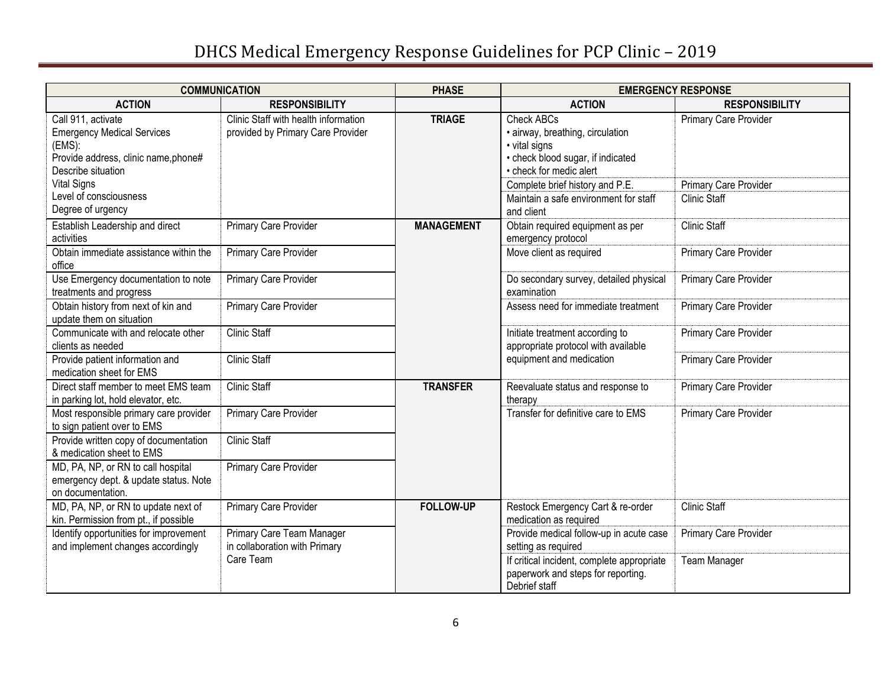| COMMUNICATION | | PHASE | EMERGENCY RESPONSE | |
|---|---|---|---|---|
| **ACTION** | **RESPONSIBILITY** | | **ACTION** | **RESPONSIBILITY** |
| Call 911, activate Emergency Medical Services (EMS): Provide address, clinic name,phone# Describe situation Vital Signs Level of consciousness Degree of urgency | Clinic Staff with health information provided by Primary Care Provider | **TRIAGE** | Check ABCs • airway, breathing, circulation • vital signs • check blood sugar, if indicated • check for medic alert | Primary Care Provider |
| | | | Complete brief history and P.E. | Primary Care Provider |
| | | | Maintain a safe environment for staff and client | Clinic Staff |
| Establish Leadership and direct activities | Primary Care Provider | **MANAGEMENT** | Obtain required equipment as per emergency protocol | Clinic Staff |
| Obtain immediate assistance within the office | Primary Care Provider | | Move client as required | Primary Care Provider |
| Use Emergency documentation to note treatments and progress | Primary Care Provider | | Do secondary survey, detailed physical examination | Primary Care Provider |
| Obtain history from next of kin and update them on situation | Primary Care Provider | | Assess need for immediate treatment | Primary Care Provider |
| Communicate with and relocate other clients as needed | Clinic Staff | | Initiate treatment according to appropriate protocol with available equipment and medication | Primary Care Provider |
| Provide patient information and medication sheet for EMS | Clinic Staff | | | Primary Care Provider |
| Direct staff member to meet EMS team in parking lot, hold elevator, etc. | Clinic Staff | **TRANSFER** | Reevaluate status and response to therapy | Primary Care Provider |
| Most responsible primary care provider to sign patient over to EMS | Primary Care Provider | | Transfer for definitive care to EMS | Primary Care Provider |
| Provide written copy of documentation & medication sheet to EMS | Clinic Staff | | | |
| MD, PA, NP, or RN to call hospital emergency dept. & update status. Note on documentation. | Primary Care Provider | | | |
| MD, PA, NP, or RN to update next of kin. Permission from pt., if possible | Primary Care Provider | **FOLLOW-UP** | Restock Emergency Cart & re-order medication as required | Clinic Staff |
| Identify opportunities for improvement and implement changes accordingly | Primary Care Team Manager in collaboration with Primary Care Team | | Provide medical follow-up in acute case setting as required | Primary Care Provider |
| | | | If critical incident, complete appropriate paperwork and steps for reporting. Debrief staff | Team Manager |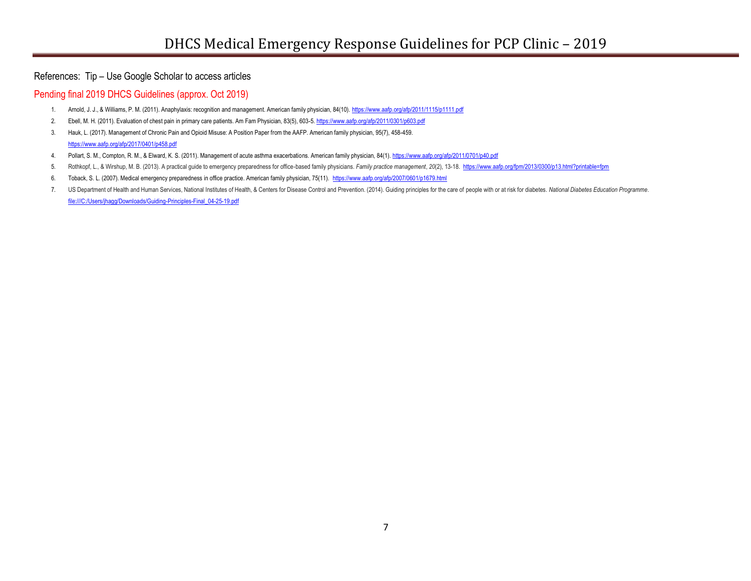References: Tip – Use Google Scholar to access articles

Pending final 2019 DHCS Guidelines (approx. Oct 2019)

1. Arnold, J. J., & Williams, P. M. (2011). Anaphylaxis: recognition and management. American family physician, 84(10). https://www.aafp.org/afp/2011/1115/p1111.pdf
2. Ebell, M. H. (2011). Evaluation of chest pain in primary care patients. Am Fam Physician, 83(5), 603-5. https://www.aafp.org/afp/2011/0301/p603.pdf
3. Hauk, L. (2017). Management of Chronic Pain and Opioid Misuse: A Position Paper from the AAFP. American family physician, 95(7), 458-459. https://www.aafp.org/afp/2017/0401/p458.pdf
4. Pollart, S. M., Compton, R. M., & Elward, K. S. (2011). Management of acute asthma exacerbations. American family physician, 84(1). https://www.aafp.org/afp/2011/0701/p40.pdf
5. Rothkopf, L., & Wirshup, M. B. (2013). A practical guide to emergency preparedness for office-based family physicians. *Family practice management*, *20*(2), 13-18. https://www.aafp.org/fpm/2013/0300/p13.html?printable=fpm
6. Toback, S. L. (2007). Medical emergency preparedness in office practice. American family physician, 75(11). https://www.aafp.org/afp/2007/0601/p1679.html
7. US Department of Health and Human Services, National Institutes of Health, & Centers for Disease Control and Prevention. (2014). Guiding principles for the care of people with or at risk for diabetes. *National Diabetes Education Programme*. file:///C:/Users/jhagg/Downloads/Guiding-Principles-Final_04-25-19.pdf